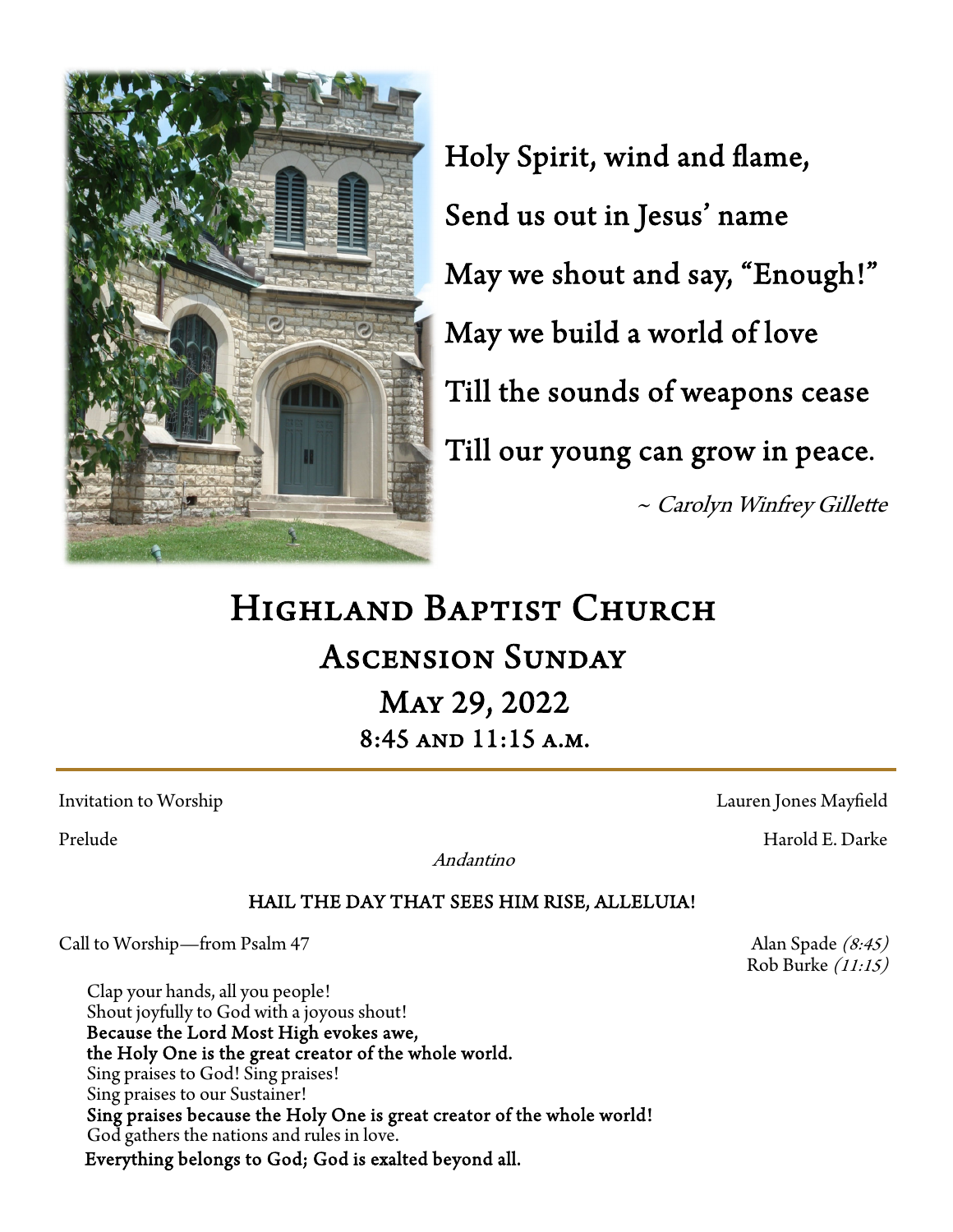Holy Spirit, wind and flame,

Send us out in Jesus' name

May we shout and say, "Enough!"

May we build a world of love

Till the sounds of weapons cease

Till our young can grow in peace.

~ *Carolyn Winfrey Gillette*

# Highland Baptist Church

## Ascension Sunday

## May 29, 2022

### 8:45 and 11:15 a.m.

---

Invitation to Worship — Lauren Jones Mayfield

Prelude — Harold E. Darke

*Andantino*

**HAIL THE DAY THAT SEES HIM RISE, ALLELUIA!**

Call to Worship—from Psalm 47 — Alan Spade *(8:45)*, Rob Burke *(11:15)*

Clap your hands, all you people!
Shout joyfully to God with a joyous shout!
**Because the Lord Most High evokes awe,**
**the Holy One is the great creator of the whole world.**
Sing praises to God! Sing praises!
Sing praises to our Sustainer!
**Sing praises because the Holy One is great creator of the whole world!**
God gathers the nations and rules in love.
**Everything belongs to God; God is exalted beyond all.**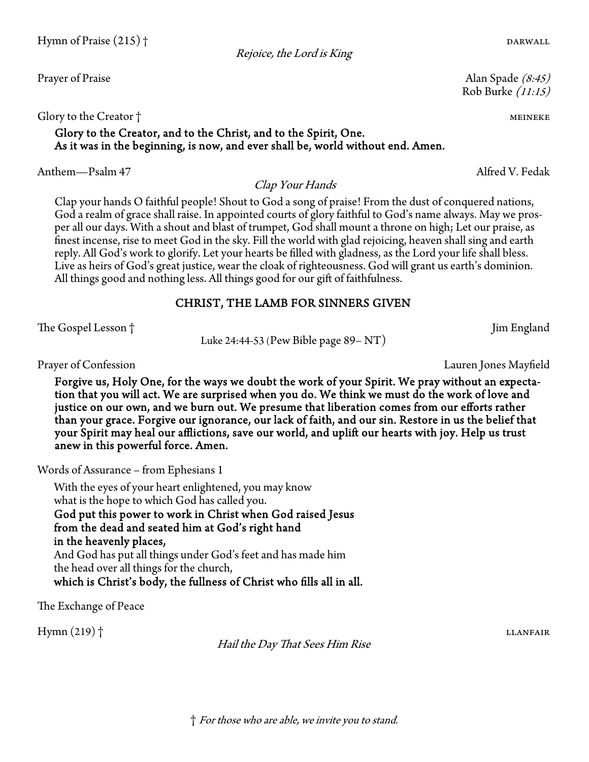Hymn of Praise (215) † DARWALL

*Rejoice, the Lord is King*

Prayer of Praise Alan Spade *(8:45)*
Rob Burke *(11:15)*

Glory to the Creator † MEINEKE

**Glory to the Creator, and to the Christ, and to the Spirit, One.
As it was in the beginning, is now, and ever shall be, world without end. Amen.**

Anthem—Psalm 47 Alfred V. Fedak

*Clap Your Hands*

Clap your hands O faithful people! Shout to God a song of praise! From the dust of conquered nations, God a realm of grace shall raise. In appointed courts of glory faithful to God's name always. May we prosper all our days. With a shout and blast of trumpet, God shall mount a throne on high; Let our praise, as finest incense, rise to meet God in the sky. Fill the world with glad rejoicing, heaven shall sing and earth reply. All God's work to glorify. Let your hearts be filled with gladness, as the Lord your life shall bless. Live as heirs of God's great justice, wear the cloak of righteousness. God will grant us earth's dominion. All things good and nothing less. All things good for our gift of faithfulness.

## CHRIST, THE LAMB FOR SINNERS GIVEN

The Gospel Lesson † Jim England

Luke 24:44-53 (Pew Bible page 89– NT)

Prayer of Confession Lauren Jones Mayfield

**Forgive us, Holy One, for the ways we doubt the work of your Spirit. We pray without an expectation that you will act. We are surprised when you do. We think we must do the work of love and justice on our own, and we burn out. We presume that liberation comes from our efforts rather than your grace. Forgive our ignorance, our lack of faith, and our sin. Restore in us the belief that your Spirit may heal our afflictions, save our world, and uplift our hearts with joy. Help us trust anew in this powerful force. Amen.**

Words of Assurance – from Ephesians 1

With the eyes of your heart enlightened, you may know
what is the hope to which God has called you.
**God put this power to work in Christ when God raised Jesus
from the dead and seated him at God's right hand
in the heavenly places,**
And God has put all things under God's feet and has made him
the head over all things for the church,
**which is Christ's body, the fullness of Christ who fills all in all.**

The Exchange of Peace

Hymn (219) † LLANFAIR

*Hail the Day That Sees Him Rise*

† *For those who are able, we invite you to stand.*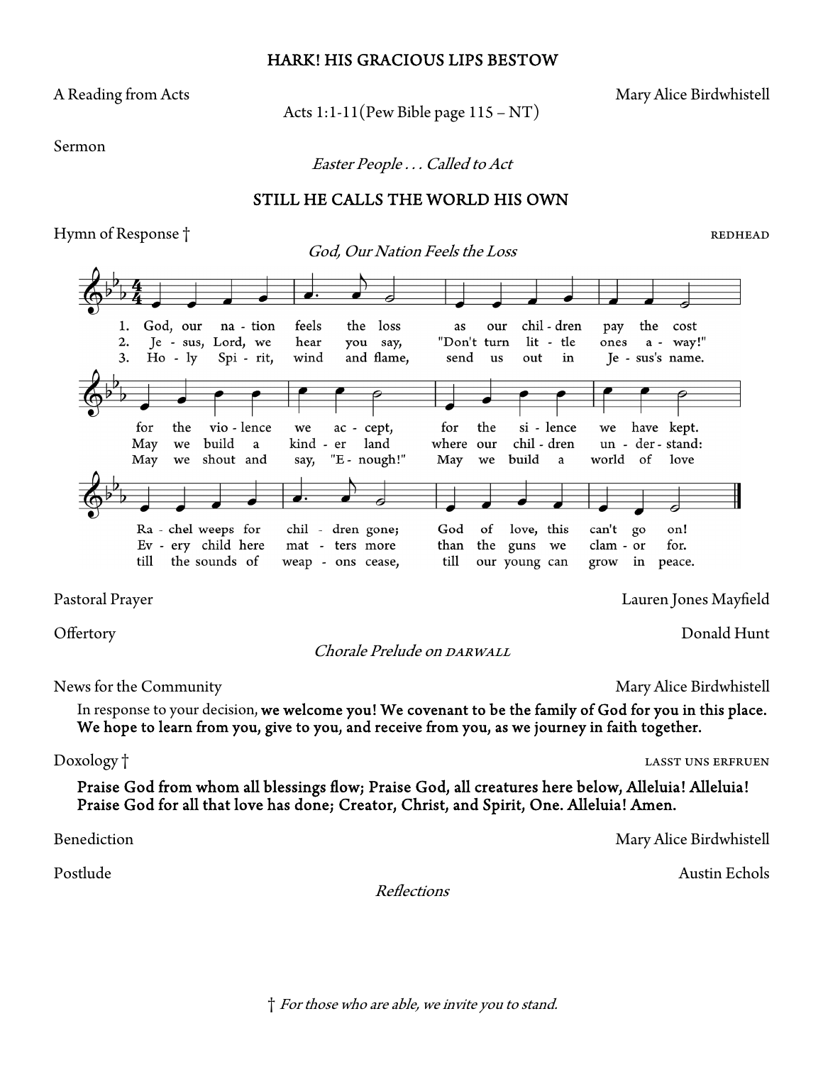## HARK! HIS GRACIOUS LIPS BESTOW

A Reading from Acts — Mary Alice Birdwhistell

Acts 1:1-11 (Pew Bible page 115 – NT)

Sermon

*Easter People . . . Called to Act*

## STILL HE CALLS THE WORLD HIS OWN

Hymn of Response † — REDHEAD

*God, Our Nation Feels the Loss*

1. God, our nation feels the loss as our children pay the cost for the violence we accept, for the silence we have kept. Rachel weeps for children gone; God of love, this can't go on!
2. Jesus, Lord, we hear you say, "Don't turn little ones away!" May we build a kinder land where our children understand: Every child here matters more than the guns we clamor for.
3. Holy Spirit, wind and flame, send us out in Jesus's name. May we shout and say, "Enough!" May we build a world of love till the sounds of weapons cease, till our young can grow in peace.

Pastoral Prayer — Lauren Jones Mayfield

Offertory — Donald Hunt

*Chorale Prelude on DARWALL*

News for the Community — Mary Alice Birdwhistell

In response to your decision, **we welcome you! We covenant to be the family of God for you in this place. We hope to learn from you, give to you, and receive from you, as we journey in faith together.**

Doxology † — LASST UNS ERFREUEN

**Praise God from whom all blessings flow; Praise God, all creatures here below, Alleluia! Alleluia! Praise God for all that love has done; Creator, Christ, and Spirit, One. Alleluia! Amen.**

Benediction — Mary Alice Birdwhistell

Postlude — Austin Echols

*Reflections*

† *For those who are able, we invite you to stand.*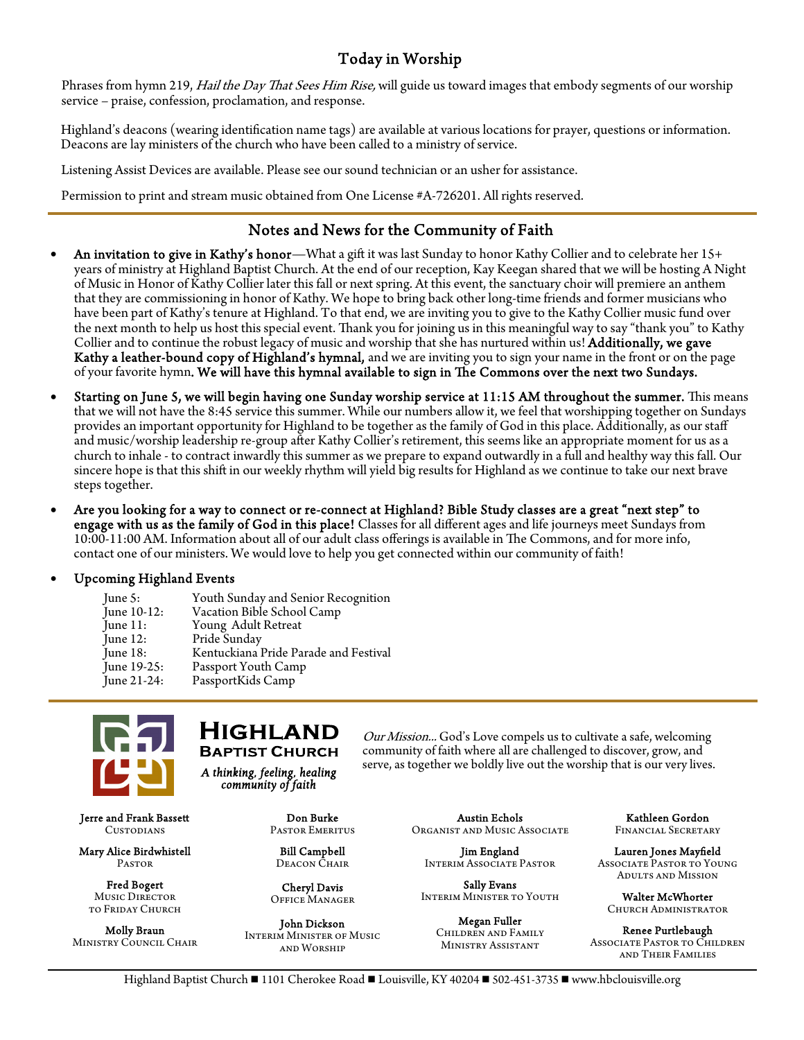## Today in Worship

Phrases from hymn 219, *Hail the Day That Sees Him Rise,* will guide us toward images that embody segments of our worship service – praise, confession, proclamation, and response.

Highland's deacons (wearing identification name tags) are available at various locations for prayer, questions or information. Deacons are lay ministers of the church who have been called to a ministry of service.

Listening Assist Devices are available. Please see our sound technician or an usher for assistance.

Permission to print and stream music obtained from One License #A-726201. All rights reserved.

## Notes and News for the Community of Faith

- **An invitation to give in Kathy's honor**—What a gift it was last Sunday to honor Kathy Collier and to celebrate her 15+ years of ministry at Highland Baptist Church. At the end of our reception, Kay Keegan shared that we will be hosting A Night of Music in Honor of Kathy Collier later this fall or next spring. At this event, the sanctuary choir will premiere an anthem that they are commissioning in honor of Kathy. We hope to bring back other long-time friends and former musicians who have been part of Kathy's tenure at Highland. To that end, we are inviting you to give to the Kathy Collier music fund over the next month to help us host this special event. Thank you for joining us in this meaningful way to say "thank you" to Kathy Collier and to continue the robust legacy of music and worship that she has nurtured within us! **Additionally, we gave Kathy a leather-bound copy of Highland's hymnal,** and we are inviting you to sign your name in the front or on the page of your favorite hymn**. We will have this hymnal available to sign in The Commons over the next two Sundays.**

- **Starting on June 5, we will begin having one Sunday worship service at 11:15 AM throughout the summer.** This means that we will not have the 8:45 service this summer. While our numbers allow it, we feel that worshipping together on Sundays provides an important opportunity for Highland to be together as the family of God in this place. Additionally, as our staff and music/worship leadership re-group after Kathy Collier's retirement, this seems like an appropriate moment for us as a church to inhale - to contract inwardly this summer as we prepare to expand outwardly in a full and healthy way this fall. Our sincere hope is that this shift in our weekly rhythm will yield big results for Highland as we continue to take our next brave steps together.

- **Are you looking for a way to connect or re-connect at Highland? Bible Study classes are a great "next step" to engage with us as the family of God in this place!** Classes for all different ages and life journeys meet Sundays from 10:00-11:00 AM. Information about all of our adult class offerings is available in The Commons, and for more info, contact one of our ministers. We would love to help you get connected within our community of faith!

- **Upcoming Highland Events**

| | |
|---|---|
| June 5: | Youth Sunday and Senior Recognition |
| June 10-12: | Vacation Bible School Camp |
| June 11: | Young Adult Retreat |
| June 12: | Pride Sunday |
| June 18: | Kentuckiana Pride Parade and Festival |
| June 19-25: | Passport Youth Camp |
| June 21-24: | PassportKids Camp |

**HIGHLAND BAPTIST CHURCH**
*A thinking, feeling, healing community of faith*

*Our Mission...* God's Love compels us to cultivate a safe, welcoming community of faith where all are challenged to discover, grow, and serve, as together we boldly live out the worship that is our very lives.

**Jerre and Frank Bassett** — Custodians
**Mary Alice Birdwhistell** — Pastor
**Fred Bogert** — Music Director to Friday Church
**Molly Braun** — Ministry Council Chair
**Don Burke** — Pastor Emeritus
**Bill Campbell** — Deacon Chair
**Cheryl Davis** — Office Manager
**John Dickson** — Interim Minister of Music and Worship
**Austin Echols** — Organist and Music Associate
**Jim England** — Interim Associate Pastor
**Sally Evans** — Interim Minister to Youth
**Megan Fuller** — Children and Family Ministry Assistant
**Kathleen Gordon** — Financial Secretary
**Lauren Jones Mayfield** — Associate Pastor to Young Adults and Mission
**Walter McWhorter** — Church Administrator
**Renee Purtlebaugh** — Associate Pastor to Children and Their Families

Highland Baptist Church ■ 1101 Cherokee Road ■ Louisville, KY 40204 ■ 502-451-3735 ■ www.hbclouisville.org